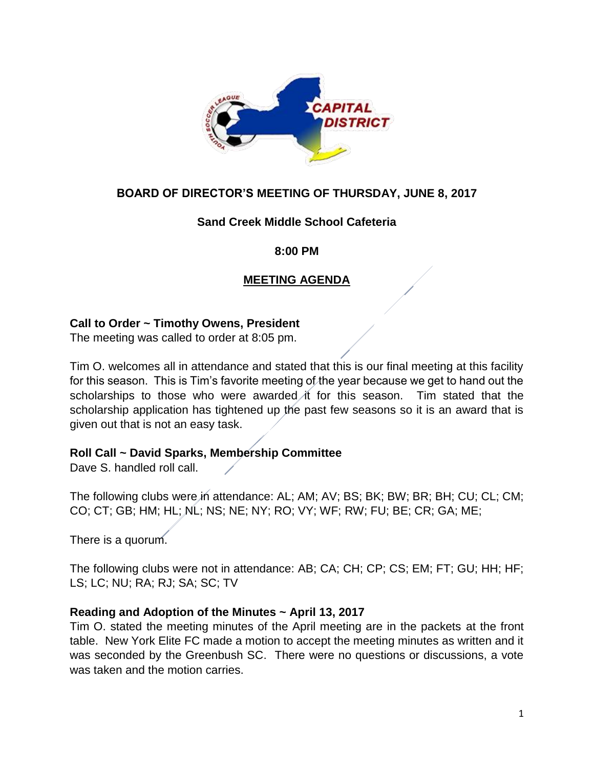**BOARD OF DIRECTOR'S MEETING OF THURSDAY, JUNE 8, 2017**

**Sand Creek Middle School Cafeteria**

**8:00 PM**

**MEETING AGENDA**

**Call to Order ~ Timothy Owens, President**

The meeting was called to order at 8:05 pm.

Tim O. welcomes all in attendance and stated that this is our final meeting at this facility for this season. This is Tim's favorite meeting of the year because we get to hand out the scholarships to those who were awarded it for this season. Tim stated that the scholarship application has tightened up the past few seasons so it is an award that is given out that is not an easy task.

**Roll Call ~ David Sparks, Membership Committee**

Dave S. handled roll call.

The following clubs were in attendance: AL; AM; AV; BS; BK; BW; BR; BH; CU; CL; CM; CO; CT; GB; HM; HL; NL; NS; NE; NY; RO; VY; WF; RW; FU; BE; CR; GA; ME;

There is a quorum.

The following clubs were not in attendance: AB; CA; CH; CP; CS; EM; FT; GU; HH; HF; LS; LC; NU; RA; RJ; SA; SC; TV

**Reading and Adoption of the Minutes ~ April 13, 2017**

Tim O. stated the meeting minutes of the April meeting are in the packets at the front table. New York Elite FC made a motion to accept the meeting minutes as written and it was seconded by the Greenbush SC. There were no questions or discussions, a vote was taken and the motion carries.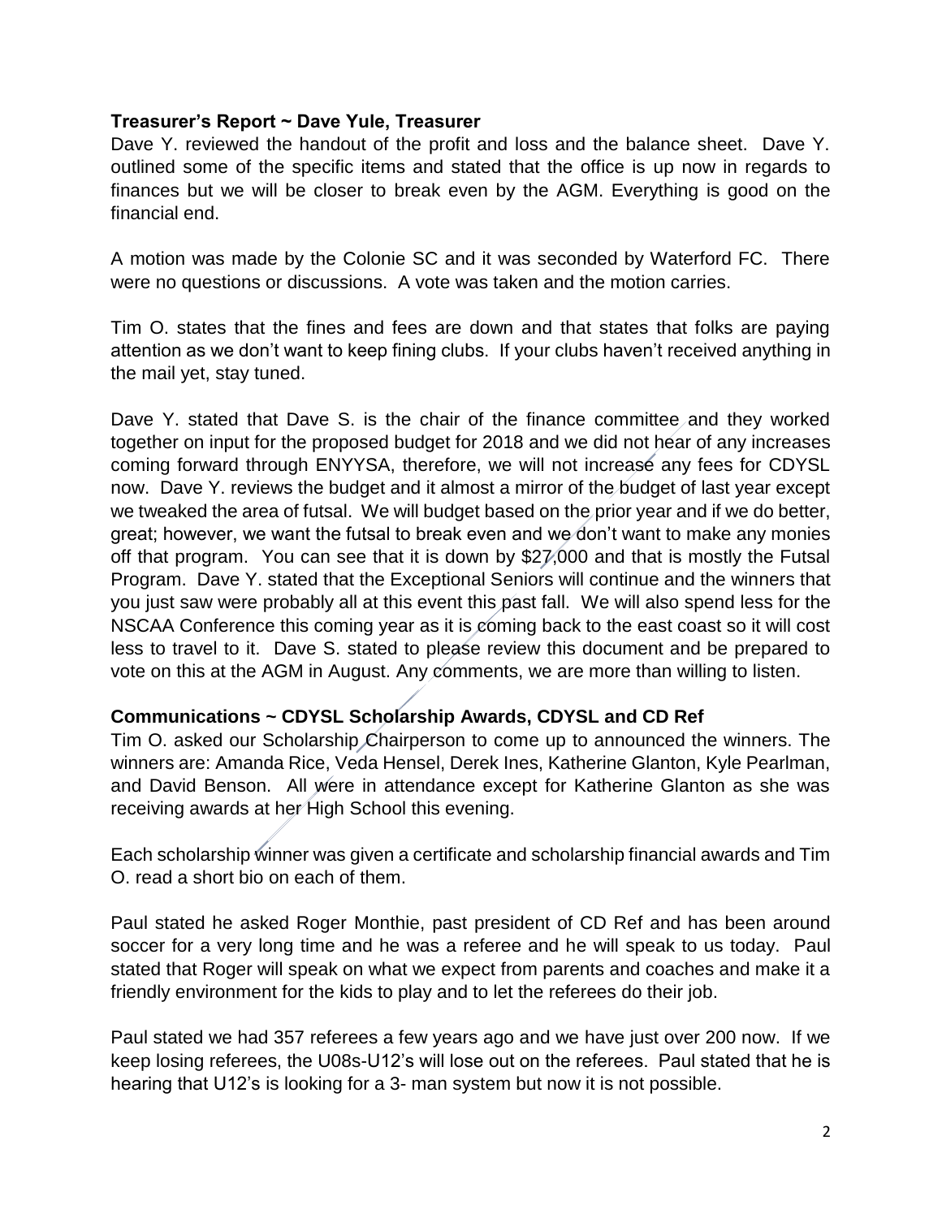**Treasurer's Report ~ Dave Yule, Treasurer**

Dave Y. reviewed the handout of the profit and loss and the balance sheet. Dave Y. outlined some of the specific items and stated that the office is up now in regards to finances but we will be closer to break even by the AGM. Everything is good on the financial end.

A motion was made by the Colonie SC and it was seconded by Waterford FC. There were no questions or discussions. A vote was taken and the motion carries.

Tim O. states that the fines and fees are down and that states that folks are paying attention as we don't want to keep fining clubs. If your clubs haven't received anything in the mail yet, stay tuned.

Dave Y. stated that Dave S. is the chair of the finance committee and they worked together on input for the proposed budget for 2018 and we did not hear of any increases coming forward through ENYYSA, therefore, we will not increase any fees for CDYSL now. Dave Y. reviews the budget and it almost a mirror of the budget of last year except we tweaked the area of futsal. We will budget based on the prior year and if we do better, great; however, we want the futsal to break even and we don't want to make any monies off that program. You can see that it is down by $27,000 and that is mostly the Futsal Program. Dave Y. stated that the Exceptional Seniors will continue and the winners that you just saw were probably all at this event this past fall. We will also spend less for the NSCAA Conference this coming year as it is coming back to the east coast so it will cost less to travel to it. Dave S. stated to please review this document and be prepared to vote on this at the AGM in August. Any comments, we are more than willing to listen.

**Communications ~ CDYSL Scholarship Awards, CDYSL and CD Ref**

Tim O. asked our Scholarship Chairperson to come up to announced the winners. The winners are: Amanda Rice, Veda Hensel, Derek Ines, Katherine Glanton, Kyle Pearlman, and David Benson. All were in attendance except for Katherine Glanton as she was receiving awards at her High School this evening.

Each scholarship winner was given a certificate and scholarship financial awards and Tim O. read a short bio on each of them.

Paul stated he asked Roger Monthie, past president of CD Ref and has been around soccer for a very long time and he was a referee and he will speak to us today. Paul stated that Roger will speak on what we expect from parents and coaches and make it a friendly environment for the kids to play and to let the referees do their job.

Paul stated we had 357 referees a few years ago and we have just over 200 now. If we keep losing referees, the U08s-U12's will lose out on the referees. Paul stated that he is hearing that U12's is looking for a 3- man system but now it is not possible.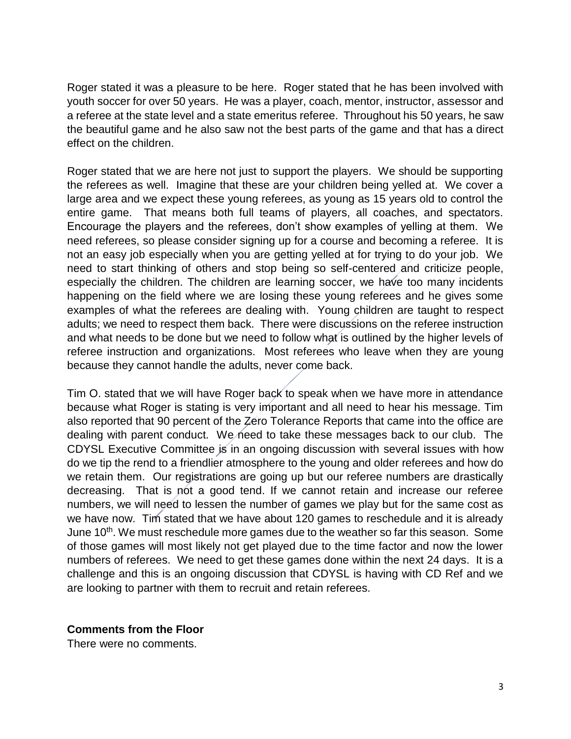Roger stated it was a pleasure to be here. Roger stated that he has been involved with youth soccer for over 50 years. He was a player, coach, mentor, instructor, assessor and a referee at the state level and a state emeritus referee. Throughout his 50 years, he saw the beautiful game and he also saw not the best parts of the game and that has a direct effect on the children.

Roger stated that we are here not just to support the players. We should be supporting the referees as well. Imagine that these are your children being yelled at. We cover a large area and we expect these young referees, as young as 15 years old to control the entire game. That means both full teams of players, all coaches, and spectators. Encourage the players and the referees, don't show examples of yelling at them. We need referees, so please consider signing up for a course and becoming a referee. It is not an easy job especially when you are getting yelled at for trying to do your job. We need to start thinking of others and stop being so self-centered and criticize people, especially the children. The children are learning soccer, we have too many incidents happening on the field where we are losing these young referees and he gives some examples of what the referees are dealing with. Young children are taught to respect adults; we need to respect them back. There were discussions on the referee instruction and what needs to be done but we need to follow what is outlined by the higher levels of referee instruction and organizations. Most referees who leave when they are young because they cannot handle the adults, never come back.

Tim O. stated that we will have Roger back to speak when we have more in attendance because what Roger is stating is very important and all need to hear his message. Tim also reported that 90 percent of the Zero Tolerance Reports that came into the office are dealing with parent conduct. We need to take these messages back to our club. The CDYSL Executive Committee is in an ongoing discussion with several issues with how do we tip the rend to a friendlier atmosphere to the young and older referees and how do we retain them. Our registrations are going up but our referee numbers are drastically decreasing. That is not a good tend. If we cannot retain and increase our referee numbers, we will need to lessen the number of games we play but for the same cost as we have now. Tim stated that we have about 120 games to reschedule and it is already June 10th. We must reschedule more games due to the weather so far this season. Some of those games will most likely not get played due to the time factor and now the lower numbers of referees. We need to get these games done within the next 24 days. It is a challenge and this is an ongoing discussion that CDYSL is having with CD Ref and we are looking to partner with them to recruit and retain referees.

**Comments from the Floor**

There were no comments.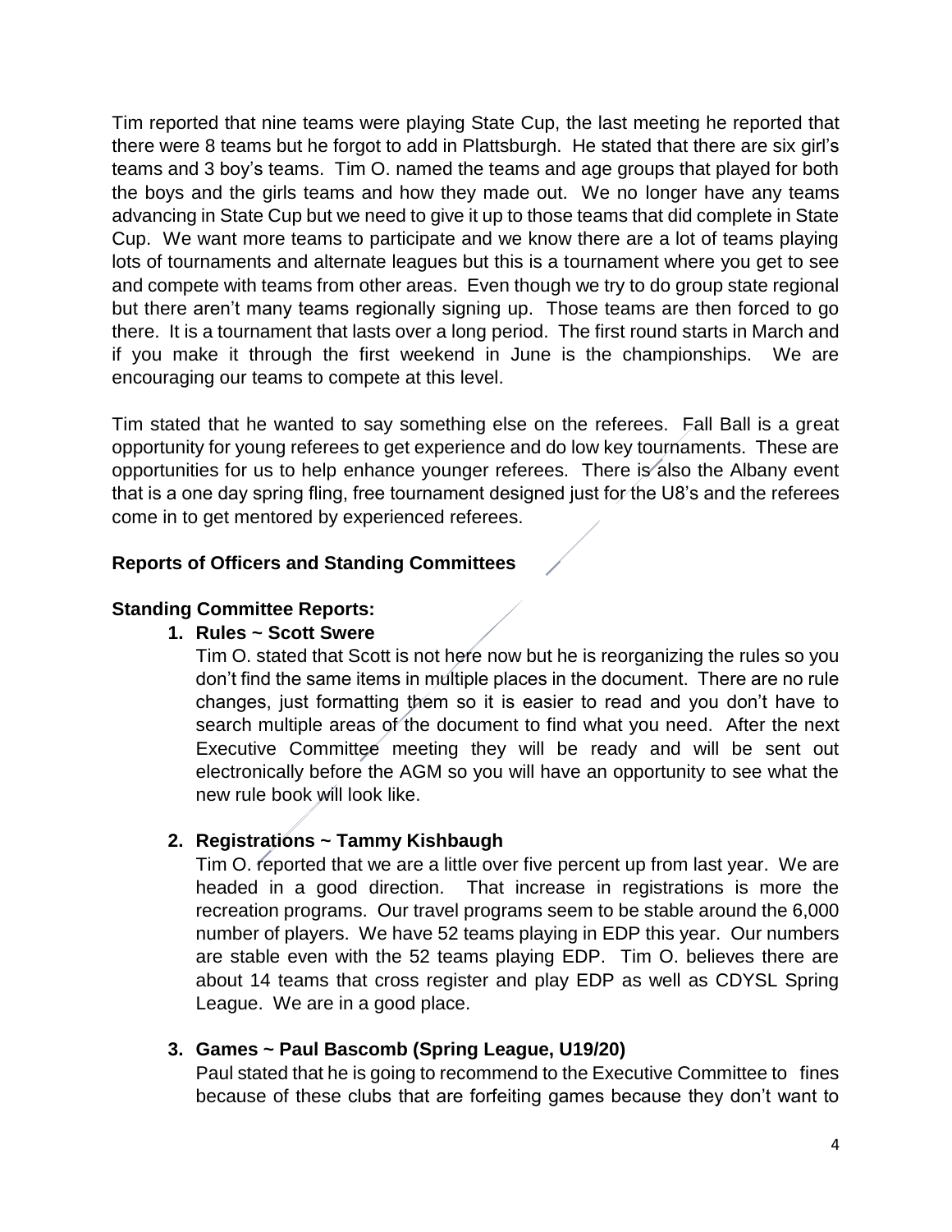Tim reported that nine teams were playing State Cup, the last meeting he reported that there were 8 teams but he forgot to add in Plattsburgh. He stated that there are six girl's teams and 3 boy's teams. Tim O. named the teams and age groups that played for both the boys and the girls teams and how they made out. We no longer have any teams advancing in State Cup but we need to give it up to those teams that did complete in State Cup. We want more teams to participate and we know there are a lot of teams playing lots of tournaments and alternate leagues but this is a tournament where you get to see and compete with teams from other areas. Even though we try to do group state regional but there aren't many teams regionally signing up. Those teams are then forced to go there. It is a tournament that lasts over a long period. The first round starts in March and if you make it through the first weekend in June is the championships. We are encouraging our teams to compete at this level.

Tim stated that he wanted to say something else on the referees. Fall Ball is a great opportunity for young referees to get experience and do low key tournaments. These are opportunities for us to help enhance younger referees. There is also the Albany event that is a one day spring fling, free tournament designed just for the U8's and the referees come in to get mentored by experienced referees.

**Reports of Officers and Standing Committees**

**Standing Committee Reports:**

1. **Rules ~ Scott Swere**

   Tim O. stated that Scott is not here now but he is reorganizing the rules so you don't find the same items in multiple places in the document. There are no rule changes, just formatting them so it is easier to read and you don't have to search multiple areas of the document to find what you need. After the next Executive Committee meeting they will be ready and will be sent out electronically before the AGM so you will have an opportunity to see what the new rule book will look like.

2. **Registrations ~ Tammy Kishbaugh**

   Tim O. reported that we are a little over five percent up from last year. We are headed in a good direction. That increase in registrations is more the recreation programs. Our travel programs seem to be stable around the 6,000 number of players. We have 52 teams playing in EDP this year. Our numbers are stable even with the 52 teams playing EDP. Tim O. believes there are about 14 teams that cross register and play EDP as well as CDYSL Spring League. We are in a good place.

3. **Games ~ Paul Bascomb (Spring League, U19/20)**

   Paul stated that he is going to recommend to the Executive Committee to fines because of these clubs that are forfeiting games because they don't want to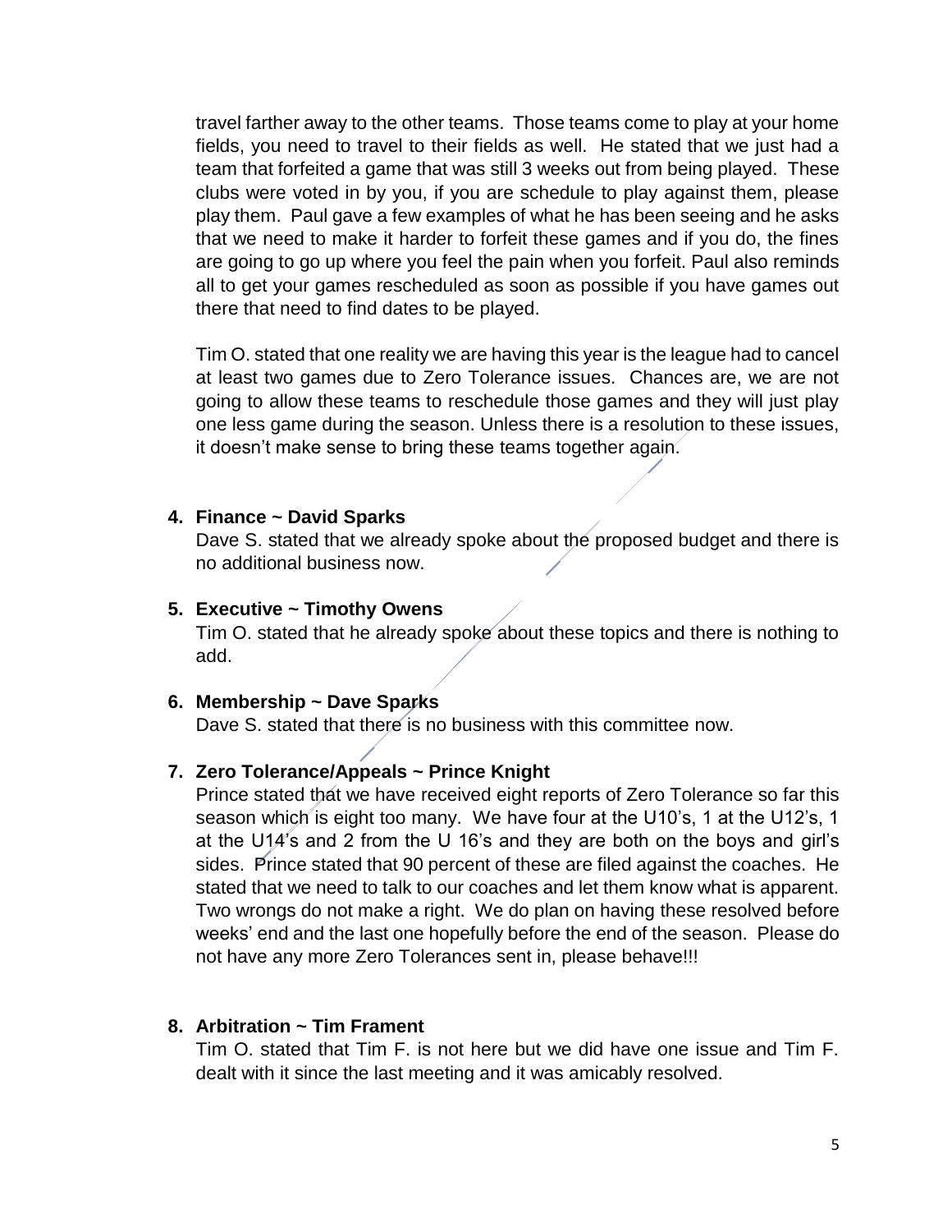travel farther away to the other teams. Those teams come to play at your home fields, you need to travel to their fields as well. He stated that we just had a team that forfeited a game that was still 3 weeks out from being played. These clubs were voted in by you, if you are schedule to play against them, please play them. Paul gave a few examples of what he has been seeing and he asks that we need to make it harder to forfeit these games and if you do, the fines are going to go up where you feel the pain when you forfeit. Paul also reminds all to get your games rescheduled as soon as possible if you have games out there that need to find dates to be played.

Tim O. stated that one reality we are having this year is the league had to cancel at least two games due to Zero Tolerance issues. Chances are, we are not going to allow these teams to reschedule those games and they will just play one less game during the season. Unless there is a resolution to these issues, it doesn't make sense to bring these teams together again.

4. **Finance ~ David Sparks**

   Dave S. stated that we already spoke about the proposed budget and there is no additional business now.

5. **Executive ~ Timothy Owens**

   Tim O. stated that he already spoke about these topics and there is nothing to add.

6. **Membership ~ Dave Sparks**

   Dave S. stated that there is no business with this committee now.

7. **Zero Tolerance/Appeals ~ Prince Knight**

   Prince stated that we have received eight reports of Zero Tolerance so far this season which is eight too many. We have four at the U10's, 1 at the U12's, 1 at the U14's and 2 from the U 16's and they are both on the boys and girl's sides. Prince stated that 90 percent of these are filed against the coaches. He stated that we need to talk to our coaches and let them know what is apparent. Two wrongs do not make a right. We do plan on having these resolved before weeks' end and the last one hopefully before the end of the season. Please do not have any more Zero Tolerances sent in, please behave!!!

8. **Arbitration ~ Tim Frament**

   Tim O. stated that Tim F. is not here but we did have one issue and Tim F. dealt with it since the last meeting and it was amicably resolved.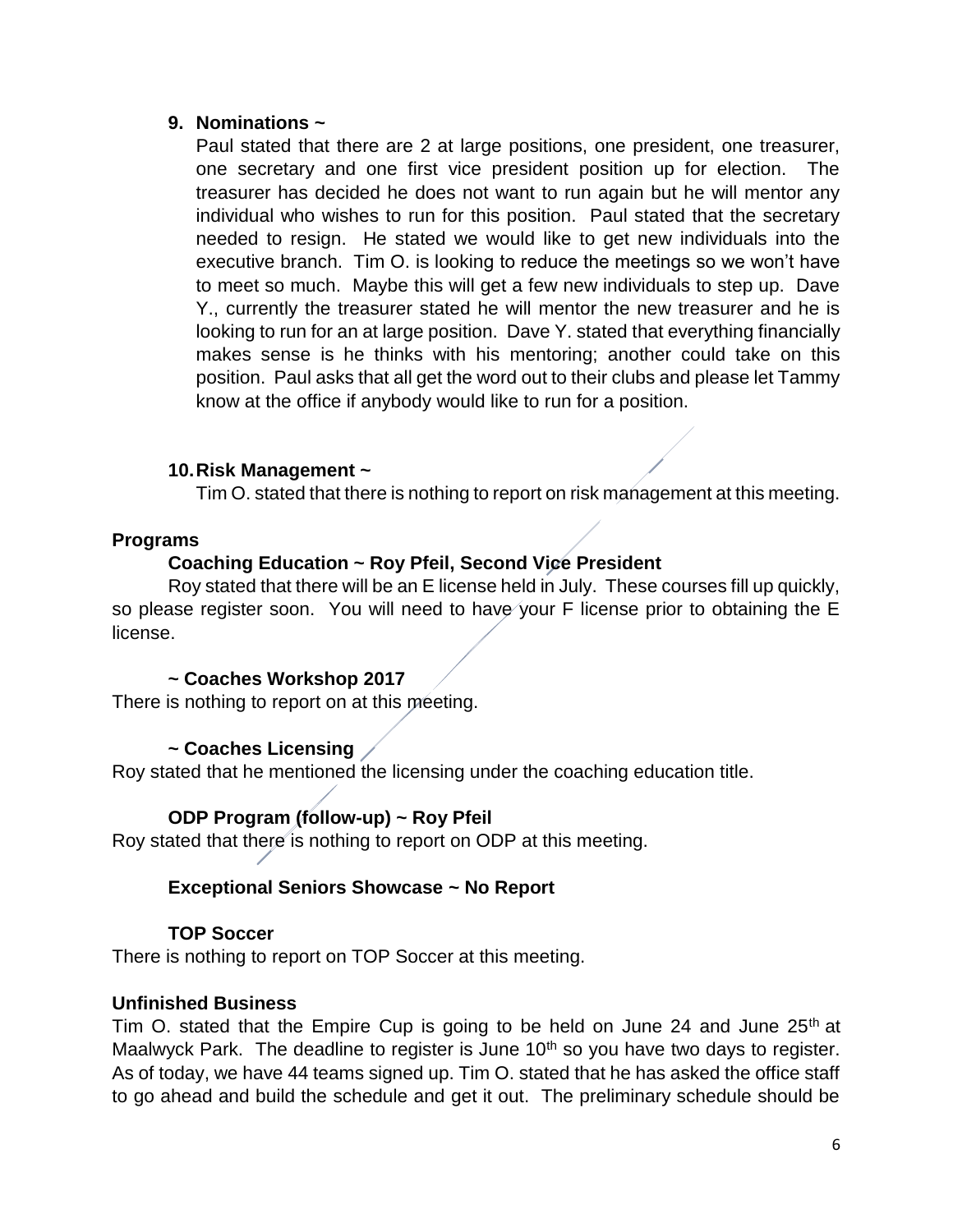9. **Nominations ~**

   Paul stated that there are 2 at large positions, one president, one treasurer, one secretary and one first vice president position up for election. The treasurer has decided he does not want to run again but he will mentor any individual who wishes to run for this position. Paul stated that the secretary needed to resign. He stated we would like to get new individuals into the executive branch. Tim O. is looking to reduce the meetings so we won't have to meet so much. Maybe this will get a few new individuals to step up. Dave Y., currently the treasurer stated he will mentor the new treasurer and he is looking to run for an at large position. Dave Y. stated that everything financially makes sense is he thinks with his mentoring; another could take on this position. Paul asks that all get the word out to their clubs and please let Tammy know at the office if anybody would like to run for a position.

10. **Risk Management ~**

    Tim O. stated that there is nothing to report on risk management at this meeting.

**Programs**

**Coaching Education ~ Roy Pfeil, Second Vice President**

Roy stated that there will be an E license held in July. These courses fill up quickly, so please register soon. You will need to have your F license prior to obtaining the E license.

**~ Coaches Workshop 2017**

There is nothing to report on at this meeting.

**~ Coaches Licensing**

Roy stated that he mentioned the licensing under the coaching education title.

**ODP Program (follow-up) ~ Roy Pfeil**

Roy stated that there is nothing to report on ODP at this meeting.

**Exceptional Seniors Showcase ~ No Report**

**TOP Soccer**

There is nothing to report on TOP Soccer at this meeting.

**Unfinished Business**

Tim O. stated that the Empire Cup is going to be held on June 24 and June 25th at Maalwyck Park. The deadline to register is June 10th so you have two days to register. As of today, we have 44 teams signed up. Tim O. stated that he has asked the office staff to go ahead and build the schedule and get it out. The preliminary schedule should be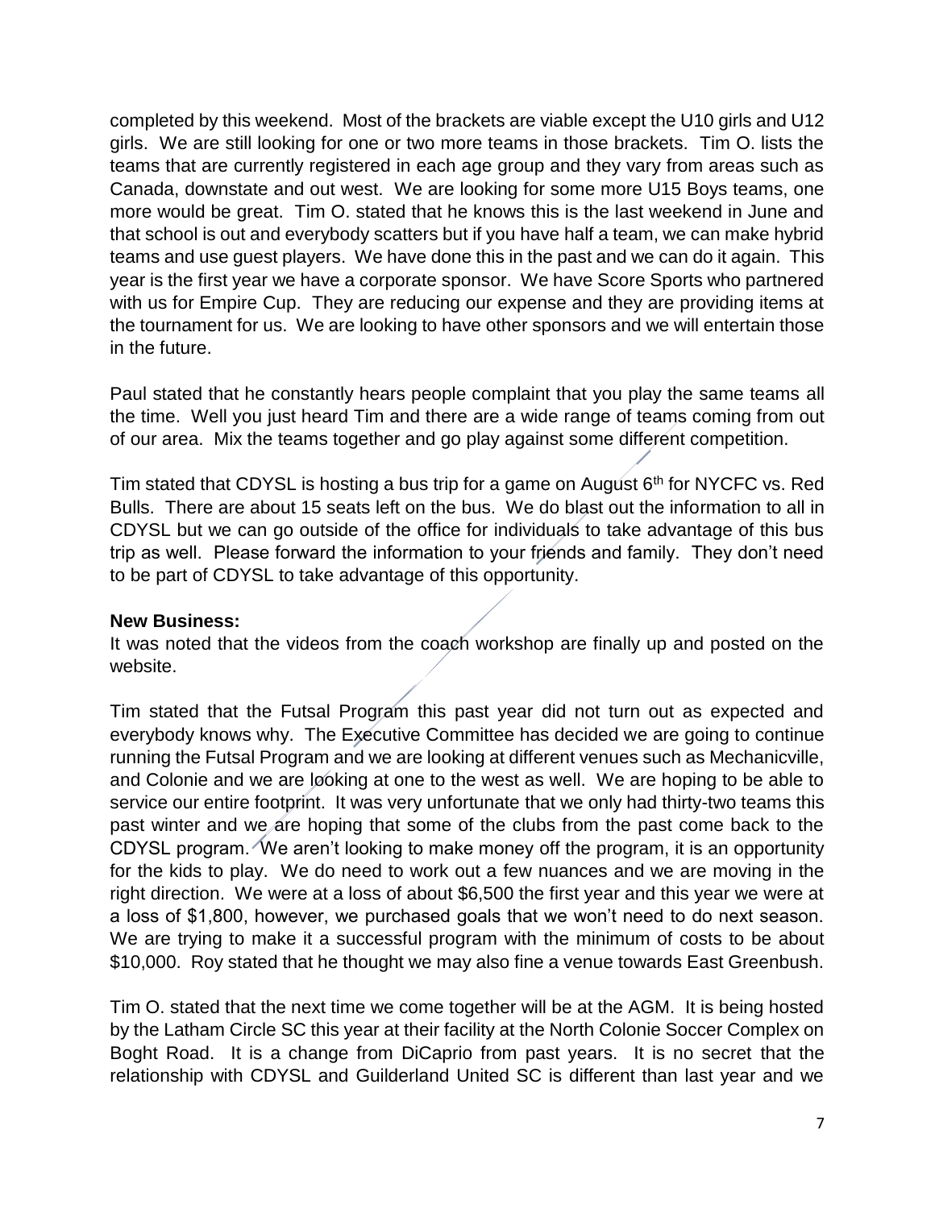completed by this weekend. Most of the brackets are viable except the U10 girls and U12 girls. We are still looking for one or two more teams in those brackets. Tim O. lists the teams that are currently registered in each age group and they vary from areas such as Canada, downstate and out west. We are looking for some more U15 Boys teams, one more would be great. Tim O. stated that he knows this is the last weekend in June and that school is out and everybody scatters but if you have half a team, we can make hybrid teams and use guest players. We have done this in the past and we can do it again. This year is the first year we have a corporate sponsor. We have Score Sports who partnered with us for Empire Cup. They are reducing our expense and they are providing items at the tournament for us. We are looking to have other sponsors and we will entertain those in the future.

Paul stated that he constantly hears people complaint that you play the same teams all the time. Well you just heard Tim and there are a wide range of teams coming from out of our area. Mix the teams together and go play against some different competition.

Tim stated that CDYSL is hosting a bus trip for a game on August 6th for NYCFC vs. Red Bulls. There are about 15 seats left on the bus. We do blast out the information to all in CDYSL but we can go outside of the office for individuals to take advantage of this bus trip as well. Please forward the information to your friends and family. They don't need to be part of CDYSL to take advantage of this opportunity.

**New Business:**
It was noted that the videos from the coach workshop are finally up and posted on the website.

Tim stated that the Futsal Program this past year did not turn out as expected and everybody knows why. The Executive Committee has decided we are going to continue running the Futsal Program and we are looking at different venues such as Mechanicville, and Colonie and we are looking at one to the west as well. We are hoping to be able to service our entire footprint. It was very unfortunate that we only had thirty-two teams this past winter and we are hoping that some of the clubs from the past come back to the CDYSL program. We aren't looking to make money off the program, it is an opportunity for the kids to play. We do need to work out a few nuances and we are moving in the right direction. We were at a loss of about $6,500 the first year and this year we were at a loss of $1,800, however, we purchased goals that we won't need to do next season. We are trying to make it a successful program with the minimum of costs to be about $10,000. Roy stated that he thought we may also fine a venue towards East Greenbush.

Tim O. stated that the next time we come together will be at the AGM. It is being hosted by the Latham Circle SC this year at their facility at the North Colonie Soccer Complex on Boght Road. It is a change from DiCaprio from past years. It is no secret that the relationship with CDYSL and Guilderland United SC is different than last year and we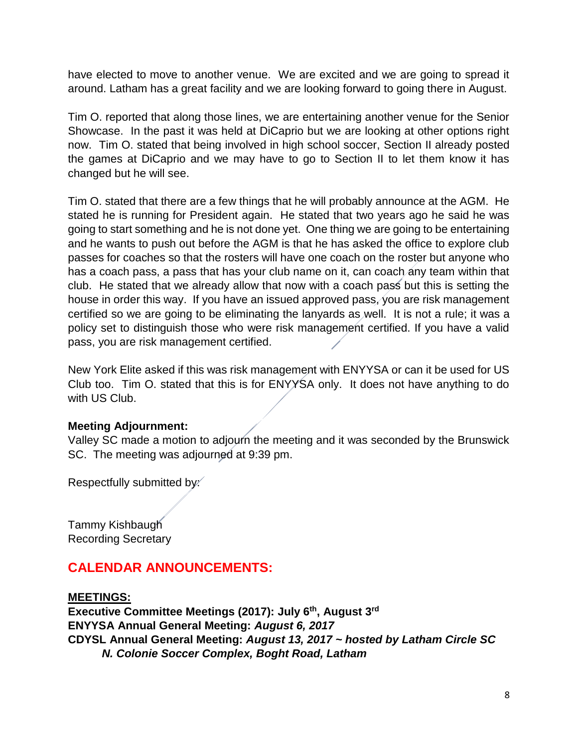have elected to move to another venue. We are excited and we are going to spread it around. Latham has a great facility and we are looking forward to going there in August.

Tim O. reported that along those lines, we are entertaining another venue for the Senior Showcase. In the past it was held at DiCaprio but we are looking at other options right now. Tim O. stated that being involved in high school soccer, Section II already posted the games at DiCaprio and we may have to go to Section II to let them know it has changed but he will see.

Tim O. stated that there are a few things that he will probably announce at the AGM. He stated he is running for President again. He stated that two years ago he said he was going to start something and he is not done yet. One thing we are going to be entertaining and he wants to push out before the AGM is that he has asked the office to explore club passes for coaches so that the rosters will have one coach on the roster but anyone who has a coach pass, a pass that has your club name on it, can coach any team within that club. He stated that we already allow that now with a coach pass but this is setting the house in order this way. If you have an issued approved pass, you are risk management certified so we are going to be eliminating the lanyards as well. It is not a rule; it was a policy set to distinguish those who were risk management certified. If you have a valid pass, you are risk management certified.

New York Elite asked if this was risk management with ENYYSA or can it be used for US Club too. Tim O. stated that this is for ENYYSA only. It does not have anything to do with US Club.

**Meeting Adjournment:**
Valley SC made a motion to adjourn the meeting and it was seconded by the Brunswick SC. The meeting was adjourned at 9:39 pm.

Respectfully submitted by:

Tammy Kishbaugh
Recording Secretary

## CALENDAR ANNOUNCEMENTS:

**MEETINGS:**

**Executive Committee Meetings (2017): July 6th, August 3rd**
**ENYYSA Annual General Meeting:** ***August 6, 2017***
**CDYSL Annual General Meeting:** ***August 13, 2017 ~ hosted by Latham Circle SC***
***N. Colonie Soccer Complex, Boght Road, Latham***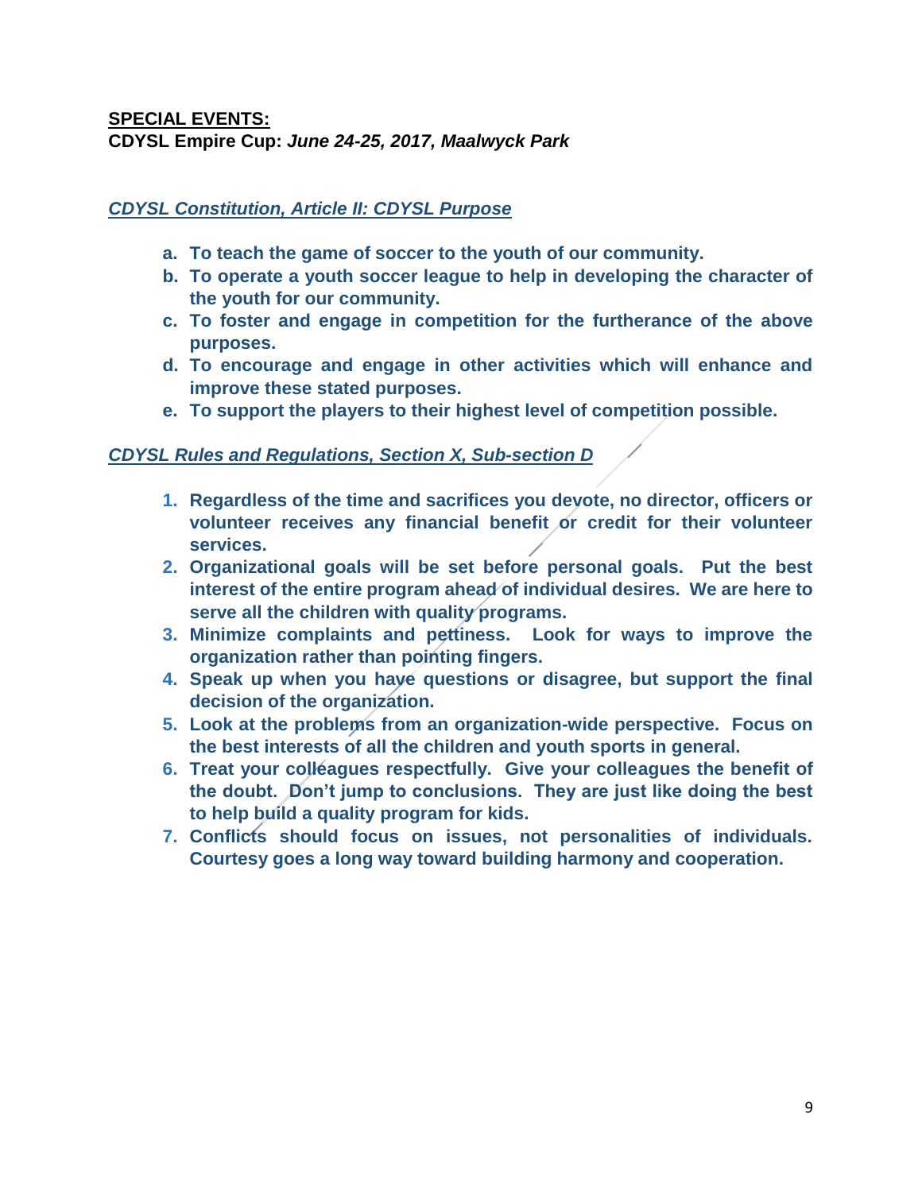**SPECIAL EVENTS:**

**CDYSL Empire Cup:** ***June 24-25, 2017, Maalwyck Park***

***CDYSL Constitution, Article II: CDYSL Purpose***

a. **To teach the game of soccer to the youth of our community.**
b. **To operate a youth soccer league to help in developing the character of the youth for our community.**
c. **To foster and engage in competition for the furtherance of the above purposes.**
d. **To encourage and engage in other activities which will enhance and improve these stated purposes.**
e. **To support the players to their highest level of competition possible.**

***CDYSL Rules and Regulations, Section X, Sub-section D***

1. **Regardless of the time and sacrifices you devote, no director, officers or volunteer receives any financial benefit or credit for their volunteer services.**
2. **Organizational goals will be set before personal goals. Put the best interest of the entire program ahead of individual desires. We are here to serve all the children with quality programs.**
3. **Minimize complaints and pettiness. Look for ways to improve the organization rather than pointing fingers.**
4. **Speak up when you have questions or disagree, but support the final decision of the organization.**
5. **Look at the problems from an organization-wide perspective. Focus on the best interests of all the children and youth sports in general.**
6. **Treat your colleagues respectfully. Give your colleagues the benefit of the doubt. Don't jump to conclusions. They are just like doing the best to help build a quality program for kids.**
7. **Conflicts should focus on issues, not personalities of individuals. Courtesy goes a long way toward building harmony and cooperation.**